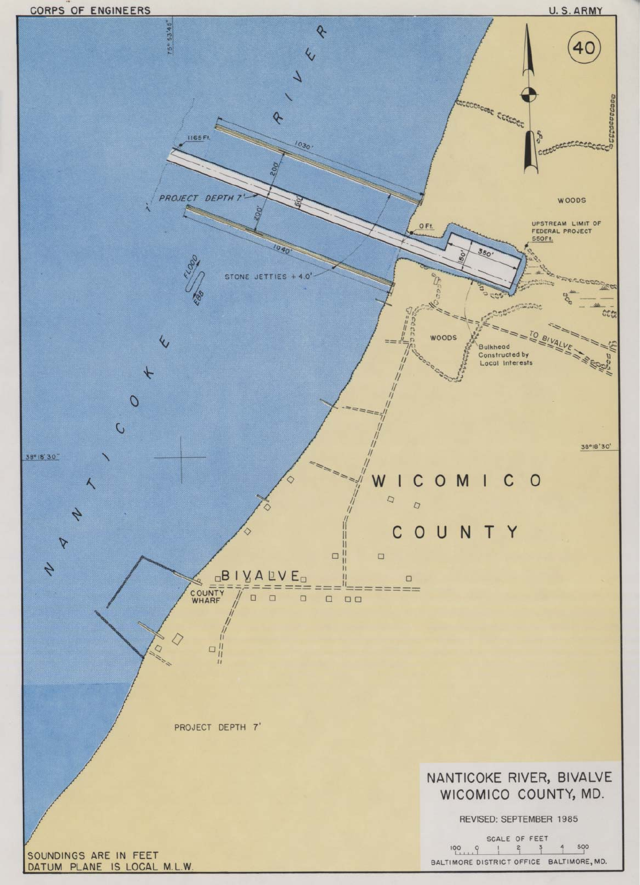CORPS OF ENGINEERS

U.S. ARMY

40

NANTICOKE RIVER

1165 Ft.

1030'

200

PROJECT DEPTH 7'

60

200'

1040'

0 Ft.

350'

150'

UPSTREAM LIMIT OF FEDERAL PROJECT 550 Ft.

WOODS

FLOOD

EBB

STONE JETTIES + 4.0'

WOODS

TO BIVALVE

Bulkhead Constructed by Local Interests

38°18'30"

WICOMICO COUNTY

BIVALVE

COUNTY WHARF

PROJECT DEPTH 7'

# NANTICOKE RIVER, BIVALVE WICOMICO COUNTY, MD.

REVISED: SEPTEMBER 1985

SCALE OF FEET

100 0 1 2 3 4 500

BALTIMORE DISTRICT OFFICE BALTIMORE, MD.

SOUNDINGS ARE IN FEET
DATUM PLANE IS LOCAL M.L.W.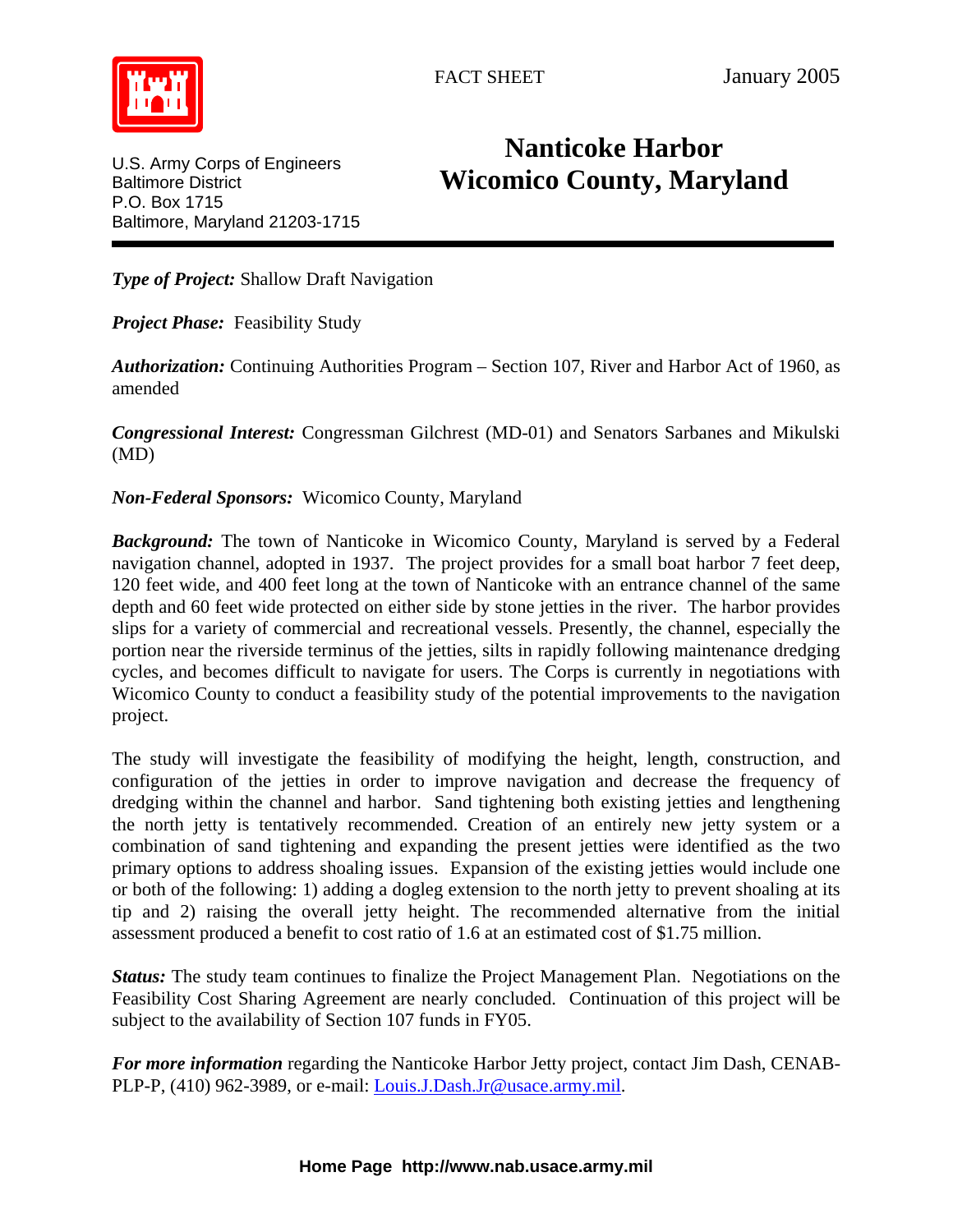FACT SHEET January 2005

U.S. Army Corps of Engineers
Baltimore District
P.O. Box 1715
Baltimore, Maryland 21203-1715

# Nanticoke Harbor
# Wicomico County, Maryland

***Type of Project:*** Shallow Draft Navigation

***Project Phase:*** Feasibility Study

***Authorization:*** Continuing Authorities Program – Section 107, River and Harbor Act of 1960, as amended

***Congressional Interest:*** Congressman Gilchrest (MD-01) and Senators Sarbanes and Mikulski (MD)

***Non-Federal Sponsors:*** Wicomico County, Maryland

***Background:*** The town of Nanticoke in Wicomico County, Maryland is served by a Federal navigation channel, adopted in 1937. The project provides for a small boat harbor 7 feet deep, 120 feet wide, and 400 feet long at the town of Nanticoke with an entrance channel of the same depth and 60 feet wide protected on either side by stone jetties in the river. The harbor provides slips for a variety of commercial and recreational vessels. Presently, the channel, especially the portion near the riverside terminus of the jetties, silts in rapidly following maintenance dredging cycles, and becomes difficult to navigate for users. The Corps is currently in negotiations with Wicomico County to conduct a feasibility study of the potential improvements to the navigation project.

The study will investigate the feasibility of modifying the height, length, construction, and configuration of the jetties in order to improve navigation and decrease the frequency of dredging within the channel and harbor. Sand tightening both existing jetties and lengthening the north jetty is tentatively recommended. Creation of an entirely new jetty system or a combination of sand tightening and expanding the present jetties were identified as the two primary options to address shoaling issues. Expansion of the existing jetties would include one or both of the following: 1) adding a dogleg extension to the north jetty to prevent shoaling at its tip and 2) raising the overall jetty height. The recommended alternative from the initial assessment produced a benefit to cost ratio of 1.6 at an estimated cost of $1.75 million.

***Status:*** The study team continues to finalize the Project Management Plan. Negotiations on the Feasibility Cost Sharing Agreement are nearly concluded. Continuation of this project will be subject to the availability of Section 107 funds in FY05.

***For more information*** regarding the Nanticoke Harbor Jetty project, contact Jim Dash, CENAB-PLP-P, (410) 962-3989, or e-mail: Louis.J.Dash.Jr@usace.army.mil.

**Home Page http://www.nab.usace.army.mil**